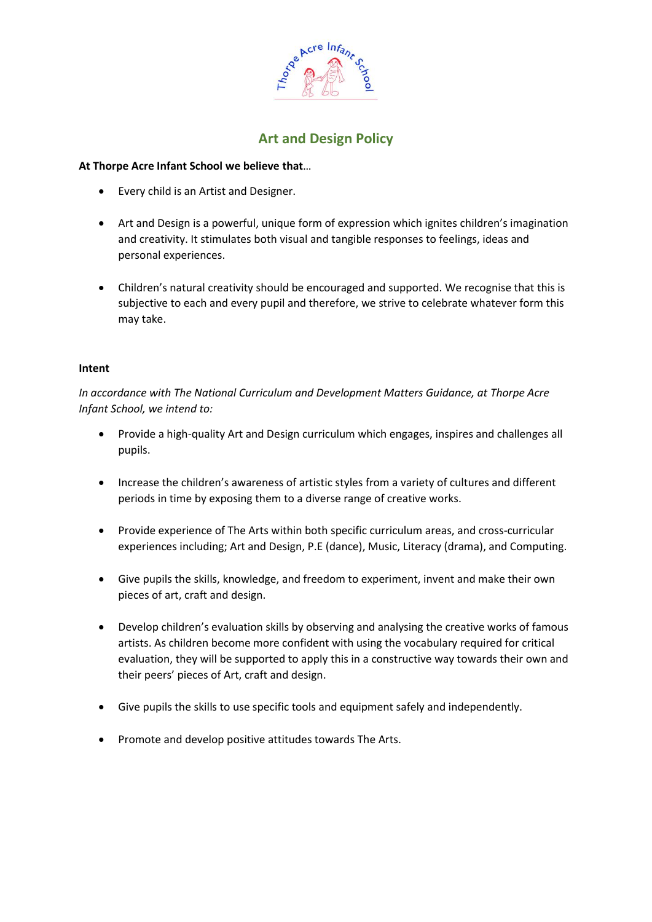# Art and Design Policy

**At Thorpe Acre Infant School we believe that**…

- Every child is an Artist and Designer.
- Art and Design is a powerful, unique form of expression which ignites children's imagination and creativity. It stimulates both visual and tangible responses to feelings, ideas and personal experiences.
- Children's natural creativity should be encouraged and supported. We recognise that this is subjective to each and every pupil and therefore, we strive to celebrate whatever form this may take.

**Intent**

*In accordance with The National Curriculum and Development Matters Guidance, at Thorpe Acre Infant School, we intend to:*

- Provide a high-quality Art and Design curriculum which engages, inspires and challenges all pupils.
- Increase the children's awareness of artistic styles from a variety of cultures and different periods in time by exposing them to a diverse range of creative works.
- Provide experience of The Arts within both specific curriculum areas, and cross-curricular experiences including; Art and Design, P.E (dance), Music, Literacy (drama), and Computing.
- Give pupils the skills, knowledge, and freedom to experiment, invent and make their own pieces of art, craft and design.
- Develop children's evaluation skills by observing and analysing the creative works of famous artists. As children become more confident with using the vocabulary required for critical evaluation, they will be supported to apply this in a constructive way towards their own and their peers' pieces of Art, craft and design.
- Give pupils the skills to use specific tools and equipment safely and independently.
- Promote and develop positive attitudes towards The Arts.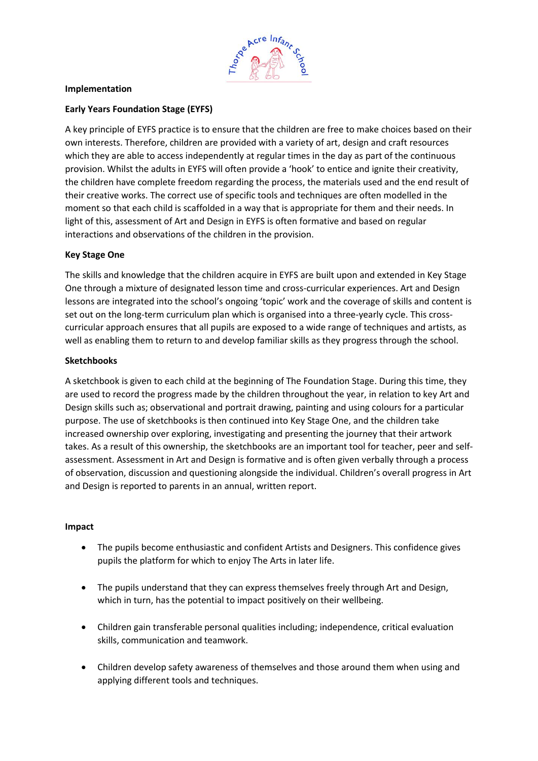**Implementation**

**Early Years Foundation Stage (EYFS)**

A key principle of EYFS practice is to ensure that the children are free to make choices based on their own interests. Therefore, children are provided with a variety of art, design and craft resources which they are able to access independently at regular times in the day as part of the continuous provision. Whilst the adults in EYFS will often provide a 'hook' to entice and ignite their creativity, the children have complete freedom regarding the process, the materials used and the end result of their creative works. The correct use of specific tools and techniques are often modelled in the moment so that each child is scaffolded in a way that is appropriate for them and their needs. In light of this, assessment of Art and Design in EYFS is often formative and based on regular interactions and observations of the children in the provision.

**Key Stage One**

The skills and knowledge that the children acquire in EYFS are built upon and extended in Key Stage One through a mixture of designated lesson time and cross-curricular experiences. Art and Design lessons are integrated into the school's ongoing 'topic' work and the coverage of skills and content is set out on the long-term curriculum plan which is organised into a three-yearly cycle. This cross-curricular approach ensures that all pupils are exposed to a wide range of techniques and artists, as well as enabling them to return to and develop familiar skills as they progress through the school.

**Sketchbooks**

A sketchbook is given to each child at the beginning of The Foundation Stage. During this time, they are used to record the progress made by the children throughout the year, in relation to key Art and Design skills such as; observational and portrait drawing, painting and using colours for a particular purpose. The use of sketchbooks is then continued into Key Stage One, and the children take increased ownership over exploring, investigating and presenting the journey that their artwork takes. As a result of this ownership, the sketchbooks are an important tool for teacher, peer and self-assessment. Assessment in Art and Design is formative and is often given verbally through a process of observation, discussion and questioning alongside the individual. Children's overall progress in Art and Design is reported to parents in an annual, written report.

**Impact**

- The pupils become enthusiastic and confident Artists and Designers. This confidence gives pupils the platform for which to enjoy The Arts in later life.
- The pupils understand that they can express themselves freely through Art and Design, which in turn, has the potential to impact positively on their wellbeing.
- Children gain transferable personal qualities including; independence, critical evaluation skills, communication and teamwork.
- Children develop safety awareness of themselves and those around them when using and applying different tools and techniques.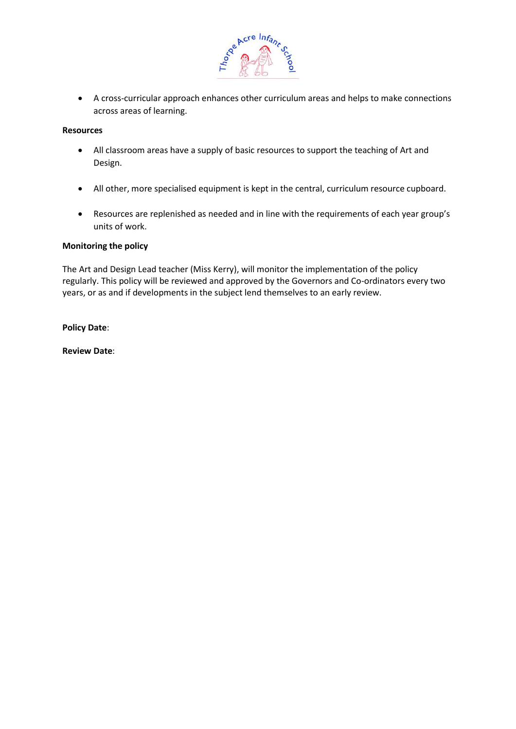- A cross-curricular approach enhances other curriculum areas and helps to make connections across areas of learning.

**Resources**

- All classroom areas have a supply of basic resources to support the teaching of Art and Design.
- All other, more specialised equipment is kept in the central, curriculum resource cupboard.
- Resources are replenished as needed and in line with the requirements of each year group's units of work.

**Monitoring the policy**

The Art and Design Lead teacher (Miss Kerry), will monitor the implementation of the policy regularly. This policy will be reviewed and approved by the Governors and Co-ordinators every two years, or as and if developments in the subject lend themselves to an early review.

**Policy Date**:

**Review Date**: